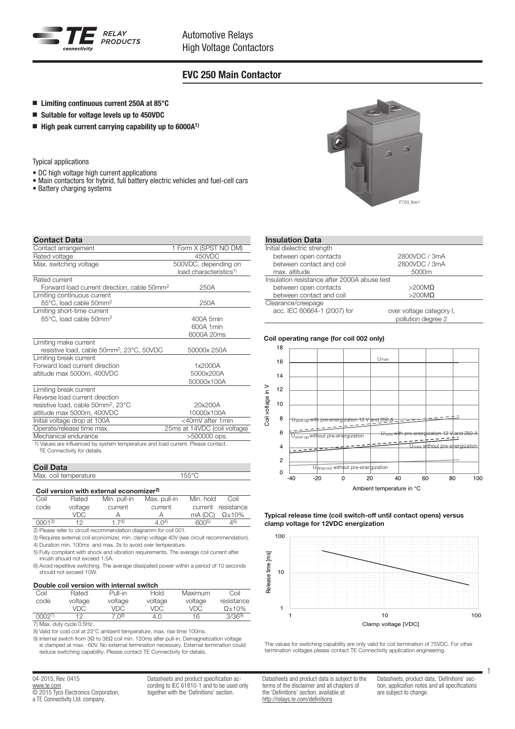Automotive Relays
High Voltage Contactors

# EVC 250 Main Contactor

- **Limiting continuous current 250A at 85°C**
- **Suitable for voltage levels up to 450VDC**
- **High peak current carrying capability up to 6000A[1)]**

Typical applications

- DC high voltage high current applications
- Main contactors for hybrid, full battery electric vehicles and fuel-cell cars
- Battery charging systems

F720_fbw1

## Contact Data

| | |
|---|---|
| Contact arrangement | 1 Form X (SPST NO DM) |
| Rated voltage | 450VDC |
| Max. switching voltage | 500VDC, depending on load characteristics[1)] |
| Rated current | |
| Forward load current direction, cable 50mm² | 250A |
| Limiting continuous current | |
| 85°C, load cable 50mm² | 250A |
| Limiting short-time current | |
| 85°C, load cable 50mm² | 400A 5min<br>600A 1min<br>6000A 20ms |
| Limiting make current | |
| resistive load, cable 50mm², 23°C, 50VDC | 50000x 250A |
| Limiting break current | |
| Forward load current direction<br>altitude max 5000m, 400VDC | 1x2000A<br>5000x200A<br>50000x100A |
| Limiting break current | |
| Reverse load current direction<br>resistive load, cable 50mm², 23°C<br>altitude max 5000m, 400VDC | 20x200A<br>10000x100A |
| Initial voltage drop at 100A | <40mV after 1min |
| Operate/release time max. | 25ms at 14VDC (coil voltage) |
| Mechanical endurance | >500000 ops. |

1) Values are influenced by system temperature and load current. Please contact. TE Connectivity for details.

## Coil Data

| | |
|---|---|
| Max. coil temperature | 155°C |

### Coil version with external economizer[2)]

| Coil code | Rated voltage VDC | Min. pull-in current A | Max. pull-in current A | Min. hold current mA (DC) | Coil resistance Ω±10% |
|---|---|---|---|---|---|
| 0001[3)] | 12 | 1.7[4)] | 4.0[4)] | 600[5)] | 4[6)] |

2) Please refer to circuit recommendation diagramm for coil 001.
3) Requires external coil economizer, min. clamp voltage 40V (see circuit recommendation).
4) Duration min. 100ms and max. 2s to avoid over temperature.
5) Fully compliant with shock and vibration requirements. The average coil current after inrush should not exceed 1.5A.
6) Avoid repetitive switching. The average dissipated power within a period of 10 seconds should not exceed 10W.

### Double coil version with internal switch

| Coil code | Rated voltage VDC | Pull-in voltage VDC | Hold voltage VDC | Maximum voltage VDC | Coil resistance Ω±10% |
|---|---|---|---|---|---|
| 0002[7)] | 12 | 7.0[8)] | 4.0 | 16 | 3/36[9)] |

7) Max. duty cycle 0.5Hz.
8) Valid for cold coil at 23°C ambient temperature, max. rise time 100ms.
9) Internal switch from 3Ω to 36Ω coil min. 120ms after pull-in. Demagnetization voltage is clamped at max. -60V. No external termination necessary. External termination could reduce switching capability. Please contact TE Connectivity for details.

## Insulation Data

| | |
|---|---|
| Initial dielectric strength | |
| between open contacts | 2800VDC / 3mA |
| between contact and coil | 2800VDC / 3mA |
| max. altitude | 5000m |
| Insulation resistance after 2000A abuse test | |
| between open contacts | >200MΩ |
| between contact and coil | >200MΩ |
| Clearance/creepage | |
| acc. IEC 60664-1 (2007) for | over voltage category I, pollution degree 2 |

**Coil operating range (for coil 002 only)**

Coil voltage in V / Ambient temperature in °C — curves: $U_{max}$; $U_{pick-up}$ with pre-energization 12 V and 250 A; $U_{pick-up}$ without pre-energization; $U_{hold}$ with pre-energization 12 V and 250 A; $U_{hold}$ without pre-energization; $U_{drop-out}$ without pre-energization

**Typical release time (coil switch-off until contact opens) versus clamp voltage for 12VDC energization**

Release time [ms] / Clamp voltage [VDC]

The values for switching capability are only valid for coil termination of 75VDC. For other termination voltages please contact TE Connectivity application engineering.

04-2015, Rev. 0415
www.te.com
© 2015 Tyco Electronics Corporation, a TE Connectivity Ltd. company.

Datasheets and product specification according to IEC 61810-1 and to be used only together with the 'Definitions' section.

Datasheets and product data is subject to the terms of the disclaimer and all chapters of the 'Definitions' section, available at http://relays.te.com/definitions

Datasheets, product data, 'Definitions' section, application notes and all specifications are subject to change.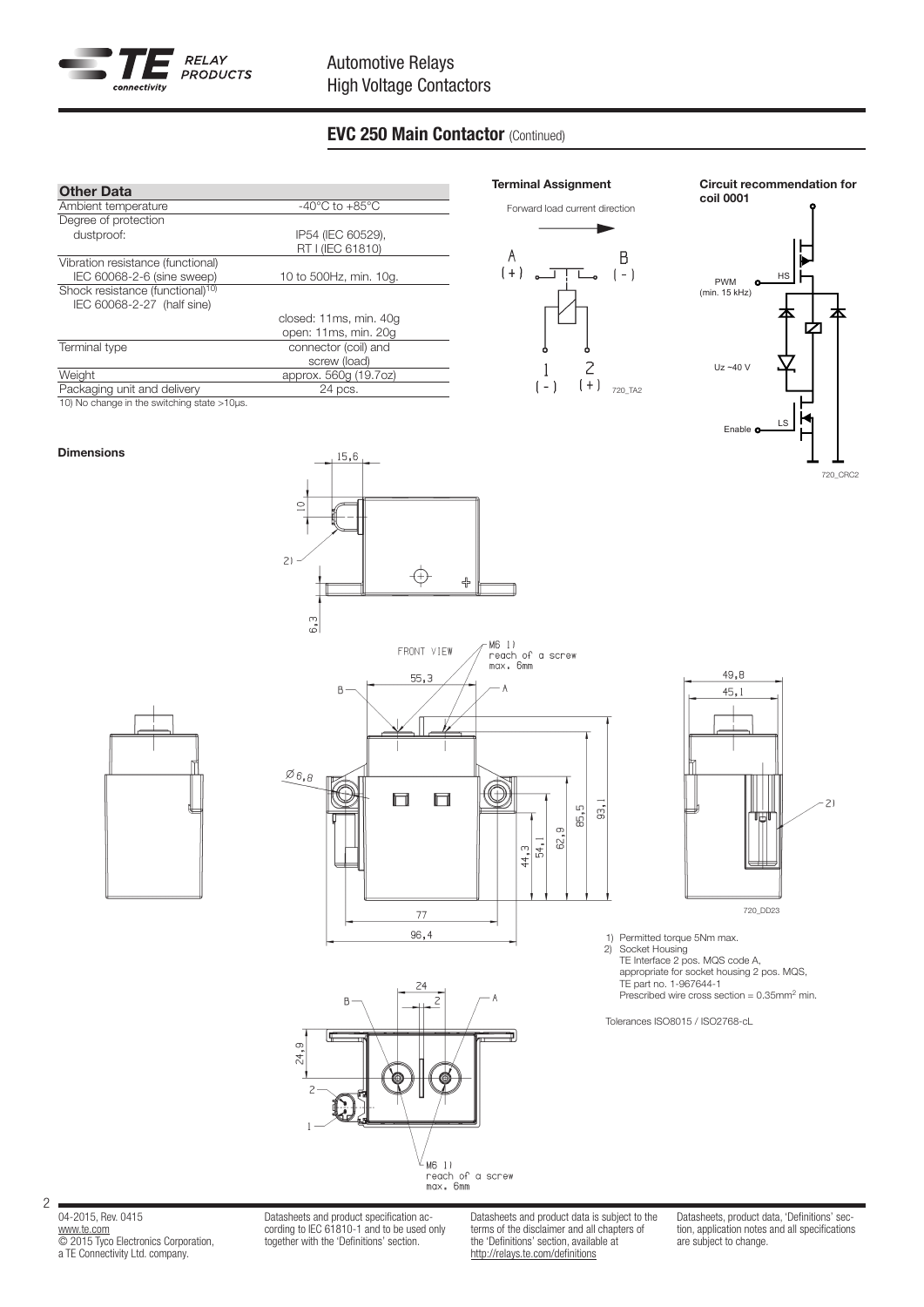## EVC 250 Main Contactor (Continued)

| Other Data | |
|---|---|
| Ambient temperature | -40°C to +85°C |
| Degree of protection | |
| dustproof: | IP54 (IEC 60529), RT I (IEC 61810) |
| Vibration resistance (functional) IEC 60068-2-6 (sine sweep) | 10 to 500Hz, min. 10g. |
| Shock resistance (functional)[10] IEC 60068-2-27 (half sine) | |
| | closed: 11ms, min. 40g |
| | open: 11ms, min. 20g |
| Terminal type | connector (coil) and screw (load) |
| Weight | approx. 560g (19.7oz) |
| Packaging unit and delivery | 24 pcs. |

10) No change in the switching state >10µs.

**Terminal Assignment**

Forward load current direction

A (+) B (-)

1 (-) 2 (+)

720_TA2

**Circuit recommendation for coil 0001**

HS

PWM (min. 15 kHz)

Uz ~40 V

LS

Enable

720_CRC2

**Dimensions**

FRONT VIEW

M6 1) reach of a screw max. 6mm

720_DD23

1) Permitted torque 5Nm max.
2) Socket Housing
   TE Interface 2 pos. MQS code A,
   appropriate for socket housing 2 pos. MQS,
   TE part no. 1-967644-1
   Prescribed wire cross section = 0.35mm$^2$ min.

Tolerances ISO8015 / ISO2768-cL

04-2015, Rev. 0415
www.te.com
© 2015 Tyco Electronics Corporation, a TE Connectivity Ltd. company.

Datasheets and product specification according to IEC 61810-1 and to be used only together with the 'Definitions' section.

Datasheets and product data is subject to the terms of the disclaimer and all chapters of the 'Definitions' section, available at http://relays.te.com/definitions

Datasheets, product data, 'Definitions' section, application notes and all specifications are subject to change.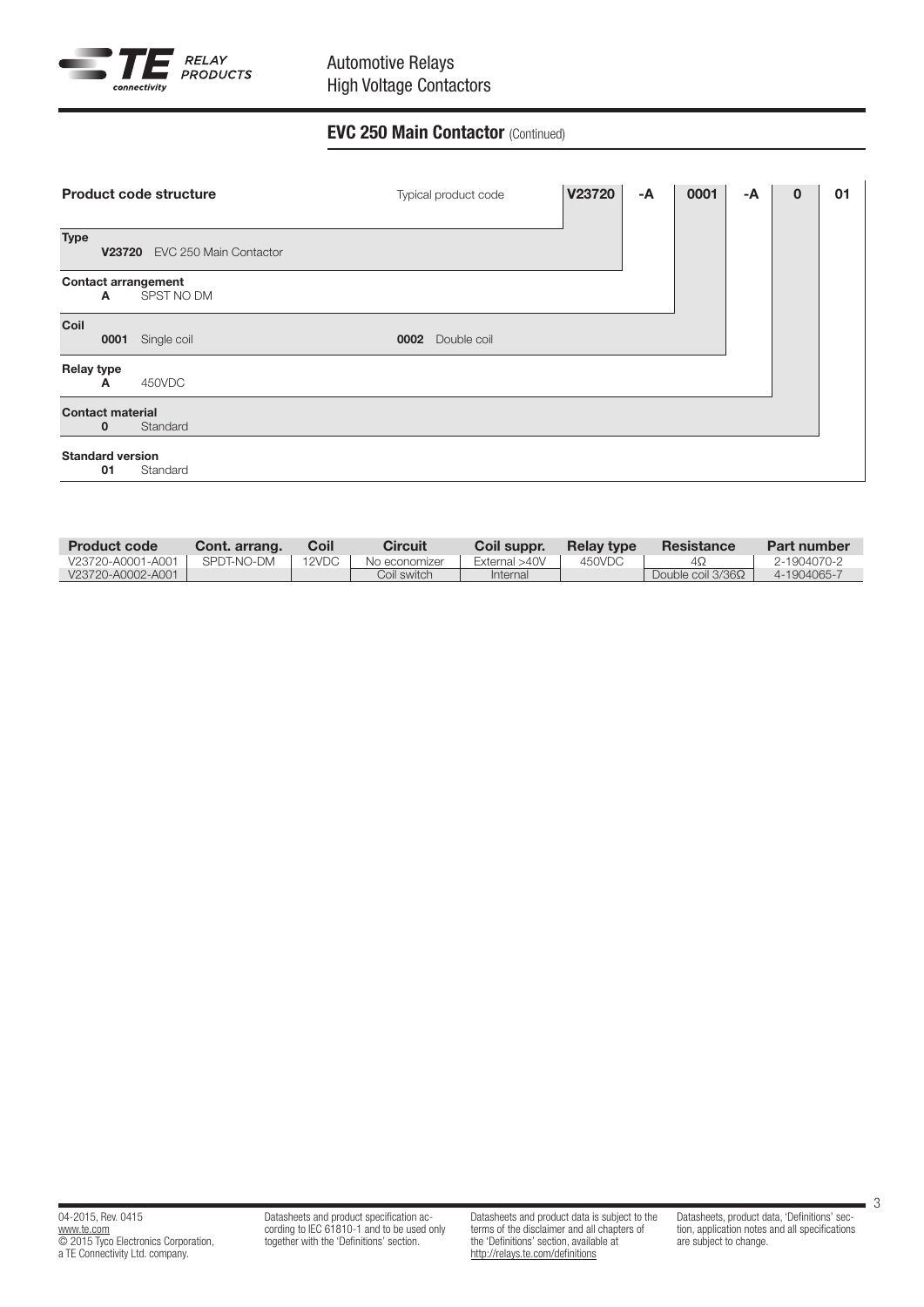## EVC 250 Main Contactor (Continued)

### Product code structure

Typical product code: **V23720 -A 0001 -A 0 01**

**Type**
**V23720** EVC 250 Main Contactor

**Contact arrangement**
**A** SPST NO DM

**Coil**
**0001** Single coil
**0002** Double coil

**Relay type**
**A** 450VDC

**Contact material**
**0** Standard

**Standard version**
**01** Standard

| Product code | Cont. arrang. | Coil | Circuit | Coil suppr. | Relay type | Resistance | Part number |
|---|---|---|---|---|---|---|---|
| V23720-A0001-A001 | SPDT-NO-DM | 12VDC | No economizer | External >40V | 450VDC | 4Ω | 2-1904070-2 |
| V23720-A0002-A001 | | | Coil switch | Internal | | Double coil 3/36Ω | 4-1904065-7 |

04-2015, Rev. 0415
www.te.com
© 2015 Tyco Electronics Corporation,
a TE Connectivity Ltd. company.

Datasheets and product specification according to IEC 61810-1 and to be used only together with the 'Definitions' section.

Datasheets and product data is subject to the terms of the disclaimer and all chapters of the 'Definitions' section, available at http://relays.te.com/definitions

Datasheets, product data, 'Definitions' section, application notes and all specifications are subject to change.